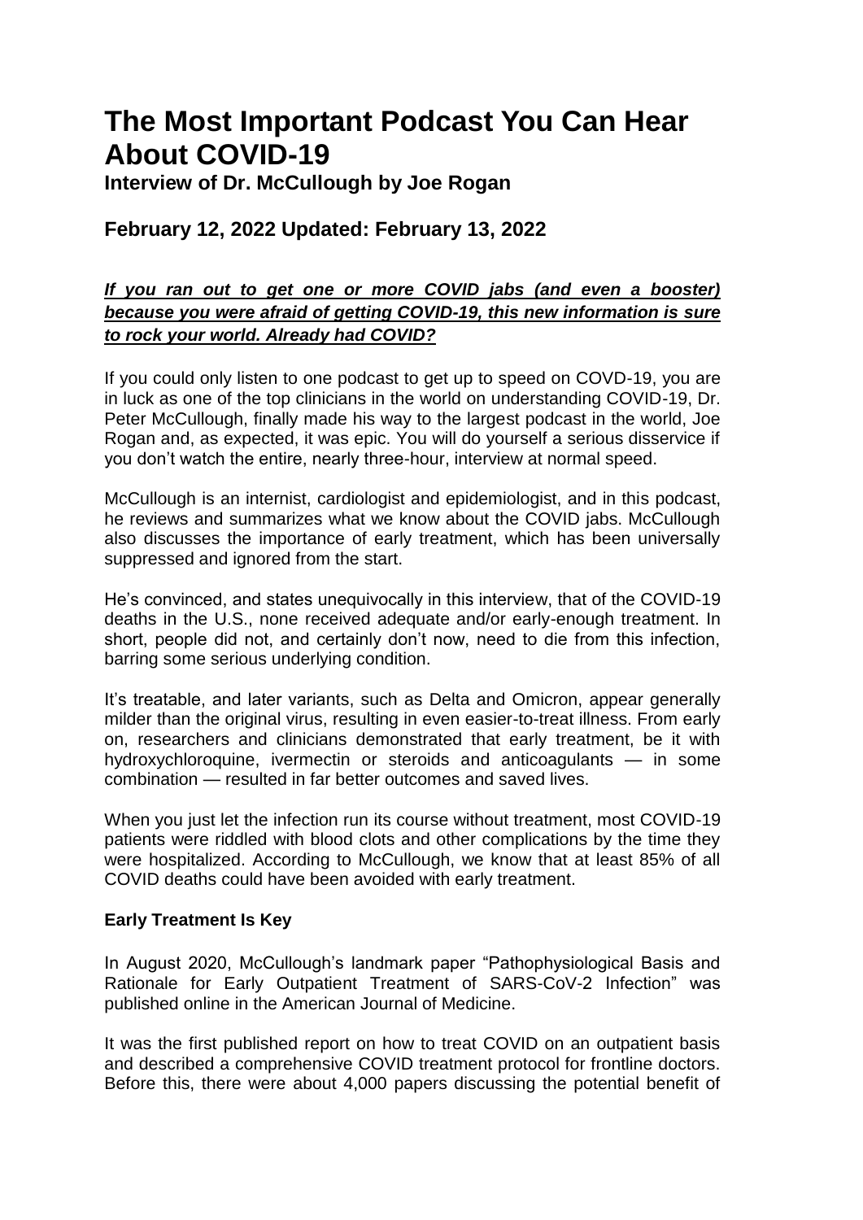# The Most Important Podcast You Can Hear About COVID-19

## Interview of Dr. McCullough by Joe Rogan

## February 12, 2022 Updated: February 13, 2022

***If you ran out to get one or more COVID jabs (and even a booster) because you were afraid of getting COVID-19, this new information is sure to rock your world. Already had COVID?***

If you could only listen to one podcast to get up to speed on COVD-19, you are in luck as one of the top clinicians in the world on understanding COVID-19, Dr. Peter McCullough, finally made his way to the largest podcast in the world, Joe Rogan and, as expected, it was epic. You will do yourself a serious disservice if you don't watch the entire, nearly three-hour, interview at normal speed.

McCullough is an internist, cardiologist and epidemiologist, and in this podcast, he reviews and summarizes what we know about the COVID jabs. McCullough also discusses the importance of early treatment, which has been universally suppressed and ignored from the start.

He's convinced, and states unequivocally in this interview, that of the COVID-19 deaths in the U.S., none received adequate and/or early-enough treatment. In short, people did not, and certainly don't now, need to die from this infection, barring some serious underlying condition.

It's treatable, and later variants, such as Delta and Omicron, appear generally milder than the original virus, resulting in even easier-to-treat illness. From early on, researchers and clinicians demonstrated that early treatment, be it with hydroxychloroquine, ivermectin or steroids and anticoagulants — in some combination — resulted in far better outcomes and saved lives.

When you just let the infection run its course without treatment, most COVID-19 patients were riddled with blood clots and other complications by the time they were hospitalized. According to McCullough, we know that at least 85% of all COVID deaths could have been avoided with early treatment.

**Early Treatment Is Key**

In August 2020, McCullough's landmark paper "Pathophysiological Basis and Rationale for Early Outpatient Treatment of SARS-CoV-2 Infection" was published online in the American Journal of Medicine.

It was the first published report on how to treat COVID on an outpatient basis and described a comprehensive COVID treatment protocol for frontline doctors. Before this, there were about 4,000 papers discussing the potential benefit of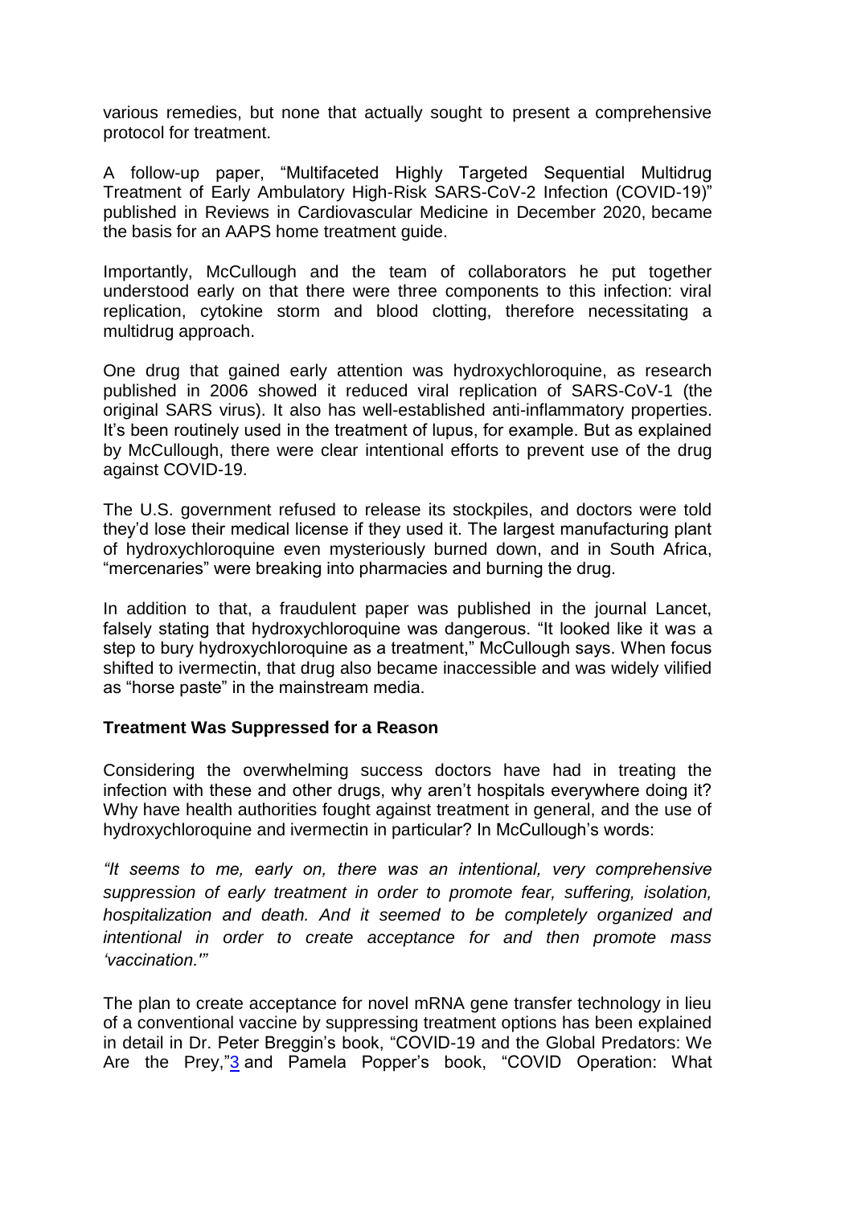various remedies, but none that actually sought to present a comprehensive protocol for treatment.

A follow-up paper, "Multifaceted Highly Targeted Sequential Multidrug Treatment of Early Ambulatory High-Risk SARS-CoV-2 Infection (COVID-19)" published in Reviews in Cardiovascular Medicine in December 2020, became the basis for an AAPS home treatment guide.

Importantly, McCullough and the team of collaborators he put together understood early on that there were three components to this infection: viral replication, cytokine storm and blood clotting, therefore necessitating a multidrug approach.

One drug that gained early attention was hydroxychloroquine, as research published in 2006 showed it reduced viral replication of SARS-CoV-1 (the original SARS virus). It also has well-established anti-inflammatory properties. It's been routinely used in the treatment of lupus, for example. But as explained by McCullough, there were clear intentional efforts to prevent use of the drug against COVID-19.

The U.S. government refused to release its stockpiles, and doctors were told they'd lose their medical license if they used it. The largest manufacturing plant of hydroxychloroquine even mysteriously burned down, and in South Africa, "mercenaries" were breaking into pharmacies and burning the drug.

In addition to that, a fraudulent paper was published in the journal Lancet, falsely stating that hydroxychloroquine was dangerous. "It looked like it was a step to bury hydroxychloroquine as a treatment," McCullough says. When focus shifted to ivermectin, that drug also became inaccessible and was widely vilified as "horse paste" in the mainstream media.

**Treatment Was Suppressed for a Reason**

Considering the overwhelming success doctors have had in treating the infection with these and other drugs, why aren't hospitals everywhere doing it? Why have health authorities fought against treatment in general, and the use of hydroxychloroquine and ivermectin in particular? In McCullough's words:

*"It seems to me, early on, there was an intentional, very comprehensive suppression of early treatment in order to promote fear, suffering, isolation, hospitalization and death. And it seemed to be completely organized and intentional in order to create acceptance for and then promote mass 'vaccination.'"*

The plan to create acceptance for novel mRNA gene transfer technology in lieu of a conventional vaccine by suppressing treatment options has been explained in detail in Dr. Peter Breggin's book, "COVID-19 and the Global Predators: We Are the Prey,"[3] and Pamela Popper's book, "COVID Operation: What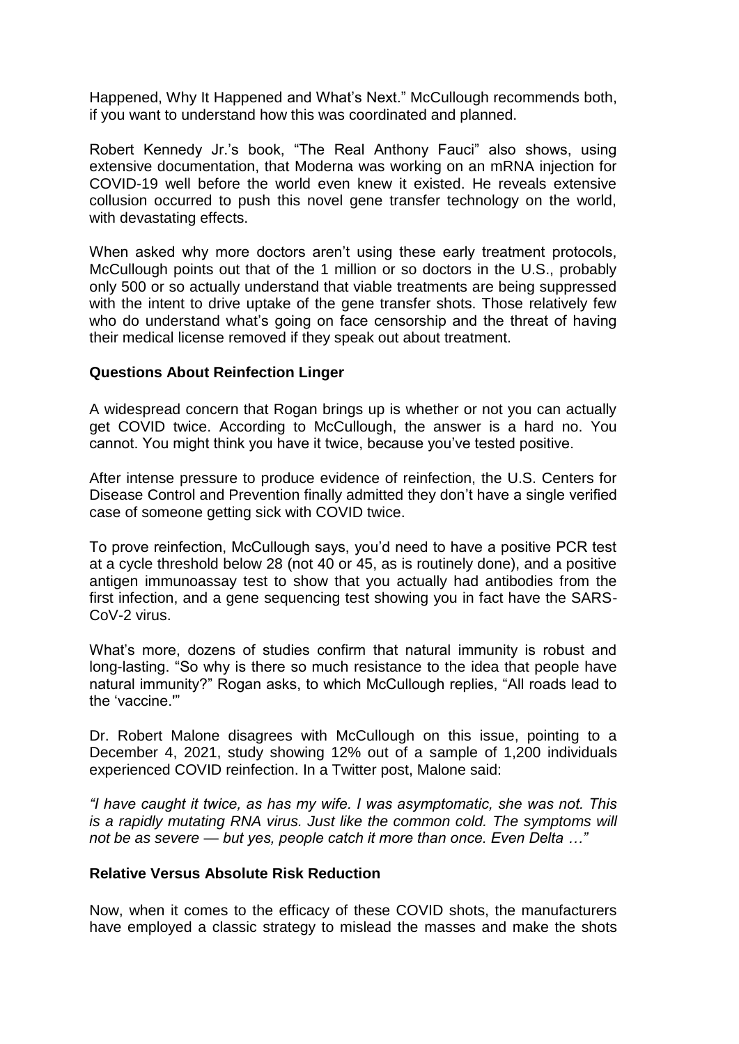Happened, Why It Happened and What's Next." McCullough recommends both, if you want to understand how this was coordinated and planned.

Robert Kennedy Jr.'s book, "The Real Anthony Fauci" also shows, using extensive documentation, that Moderna was working on an mRNA injection for COVID-19 well before the world even knew it existed. He reveals extensive collusion occurred to push this novel gene transfer technology on the world, with devastating effects.

When asked why more doctors aren't using these early treatment protocols, McCullough points out that of the 1 million or so doctors in the U.S., probably only 500 or so actually understand that viable treatments are being suppressed with the intent to drive uptake of the gene transfer shots. Those relatively few who do understand what's going on face censorship and the threat of having their medical license removed if they speak out about treatment.

**Questions About Reinfection Linger**

A widespread concern that Rogan brings up is whether or not you can actually get COVID twice. According to McCullough, the answer is a hard no. You cannot. You might think you have it twice, because you've tested positive.

After intense pressure to produce evidence of reinfection, the U.S. Centers for Disease Control and Prevention finally admitted they don't have a single verified case of someone getting sick with COVID twice.

To prove reinfection, McCullough says, you'd need to have a positive PCR test at a cycle threshold below 28 (not 40 or 45, as is routinely done), and a positive antigen immunoassay test to show that you actually had antibodies from the first infection, and a gene sequencing test showing you in fact have the SARS-CoV-2 virus.

What's more, dozens of studies confirm that natural immunity is robust and long-lasting. "So why is there so much resistance to the idea that people have natural immunity?" Rogan asks, to which McCullough replies, "All roads lead to the 'vaccine.'"

Dr. Robert Malone disagrees with McCullough on this issue, pointing to a December 4, 2021, study showing 12% out of a sample of 1,200 individuals experienced COVID reinfection. In a Twitter post, Malone said:

*"I have caught it twice, as has my wife. I was asymptomatic, she was not. This is a rapidly mutating RNA virus. Just like the common cold. The symptoms will not be as severe — but yes, people catch it more than once. Even Delta …"*

**Relative Versus Absolute Risk Reduction**

Now, when it comes to the efficacy of these COVID shots, the manufacturers have employed a classic strategy to mislead the masses and make the shots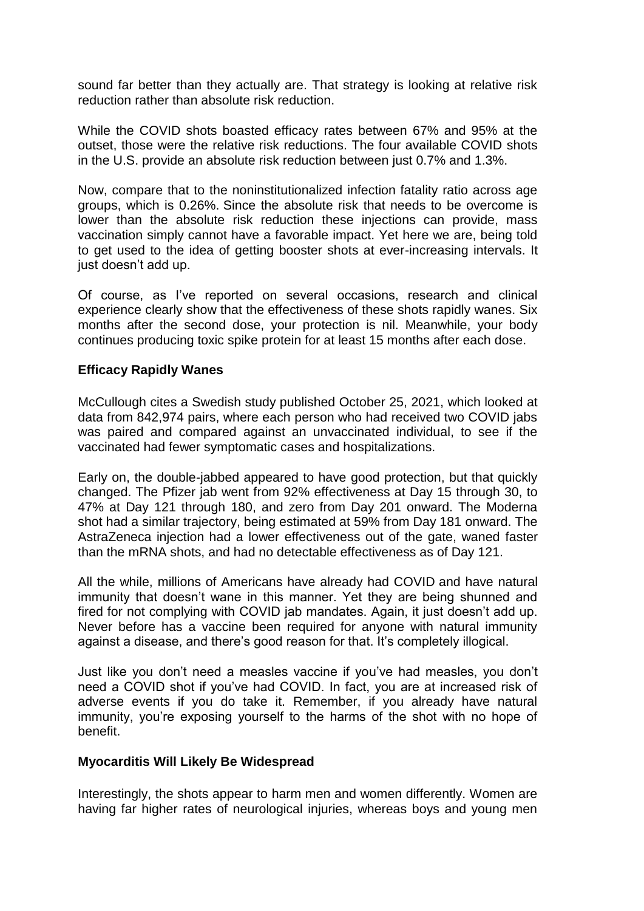sound far better than they actually are. That strategy is looking at relative risk reduction rather than absolute risk reduction.

While the COVID shots boasted efficacy rates between 67% and 95% at the outset, those were the relative risk reductions. The four available COVID shots in the U.S. provide an absolute risk reduction between just 0.7% and 1.3%.

Now, compare that to the noninstitutionalized infection fatality ratio across age groups, which is 0.26%. Since the absolute risk that needs to be overcome is lower than the absolute risk reduction these injections can provide, mass vaccination simply cannot have a favorable impact. Yet here we are, being told to get used to the idea of getting booster shots at ever-increasing intervals. It just doesn't add up.

Of course, as I've reported on several occasions, research and clinical experience clearly show that the effectiveness of these shots rapidly wanes. Six months after the second dose, your protection is nil. Meanwhile, your body continues producing toxic spike protein for at least 15 months after each dose.

## Efficacy Rapidly Wanes

McCullough cites a Swedish study published October 25, 2021, which looked at data from 842,974 pairs, where each person who had received two COVID jabs was paired and compared against an unvaccinated individual, to see if the vaccinated had fewer symptomatic cases and hospitalizations.

Early on, the double-jabbed appeared to have good protection, but that quickly changed. The Pfizer jab went from 92% effectiveness at Day 15 through 30, to 47% at Day 121 through 180, and zero from Day 201 onward. The Moderna shot had a similar trajectory, being estimated at 59% from Day 181 onward. The AstraZeneca injection had a lower effectiveness out of the gate, waned faster than the mRNA shots, and had no detectable effectiveness as of Day 121.

All the while, millions of Americans have already had COVID and have natural immunity that doesn't wane in this manner. Yet they are being shunned and fired for not complying with COVID jab mandates. Again, it just doesn't add up. Never before has a vaccine been required for anyone with natural immunity against a disease, and there's good reason for that. It's completely illogical.

Just like you don't need a measles vaccine if you've had measles, you don't need a COVID shot if you've had COVID. In fact, you are at increased risk of adverse events if you do take it. Remember, if you already have natural immunity, you're exposing yourself to the harms of the shot with no hope of benefit.

## Myocarditis Will Likely Be Widespread

Interestingly, the shots appear to harm men and women differently. Women are having far higher rates of neurological injuries, whereas boys and young men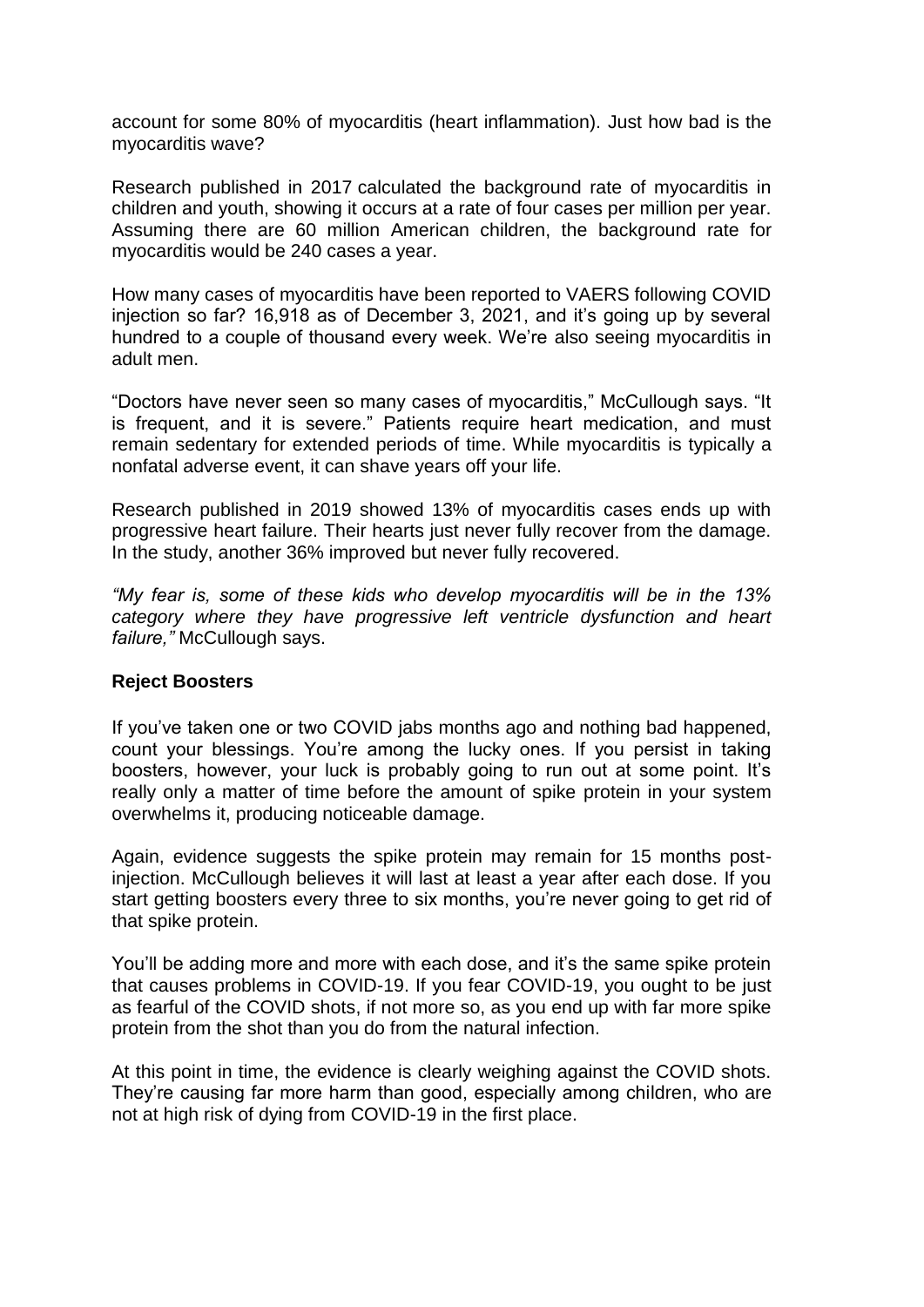account for some 80% of myocarditis (heart inflammation). Just how bad is the myocarditis wave?

Research published in 2017 calculated the background rate of myocarditis in children and youth, showing it occurs at a rate of four cases per million per year. Assuming there are 60 million American children, the background rate for myocarditis would be 240 cases a year.

How many cases of myocarditis have been reported to VAERS following COVID injection so far? 16,918 as of December 3, 2021, and it's going up by several hundred to a couple of thousand every week. We're also seeing myocarditis in adult men.

"Doctors have never seen so many cases of myocarditis," McCullough says. "It is frequent, and it is severe." Patients require heart medication, and must remain sedentary for extended periods of time. While myocarditis is typically a nonfatal adverse event, it can shave years off your life.

Research published in 2019 showed 13% of myocarditis cases ends up with progressive heart failure. Their hearts just never fully recover from the damage. In the study, another 36% improved but never fully recovered.

*"My fear is, some of these kids who develop myocarditis will be in the 13% category where they have progressive left ventricle dysfunction and heart failure,"* McCullough says.

**Reject Boosters**

If you've taken one or two COVID jabs months ago and nothing bad happened, count your blessings. You're among the lucky ones. If you persist in taking boosters, however, your luck is probably going to run out at some point. It's really only a matter of time before the amount of spike protein in your system overwhelms it, producing noticeable damage.

Again, evidence suggests the spike protein may remain for 15 months post-injection. McCullough believes it will last at least a year after each dose. If you start getting boosters every three to six months, you're never going to get rid of that spike protein.

You'll be adding more and more with each dose, and it's the same spike protein that causes problems in COVID-19. If you fear COVID-19, you ought to be just as fearful of the COVID shots, if not more so, as you end up with far more spike protein from the shot than you do from the natural infection.

At this point in time, the evidence is clearly weighing against the COVID shots. They're causing far more harm than good, especially among children, who are not at high risk of dying from COVID-19 in the first place.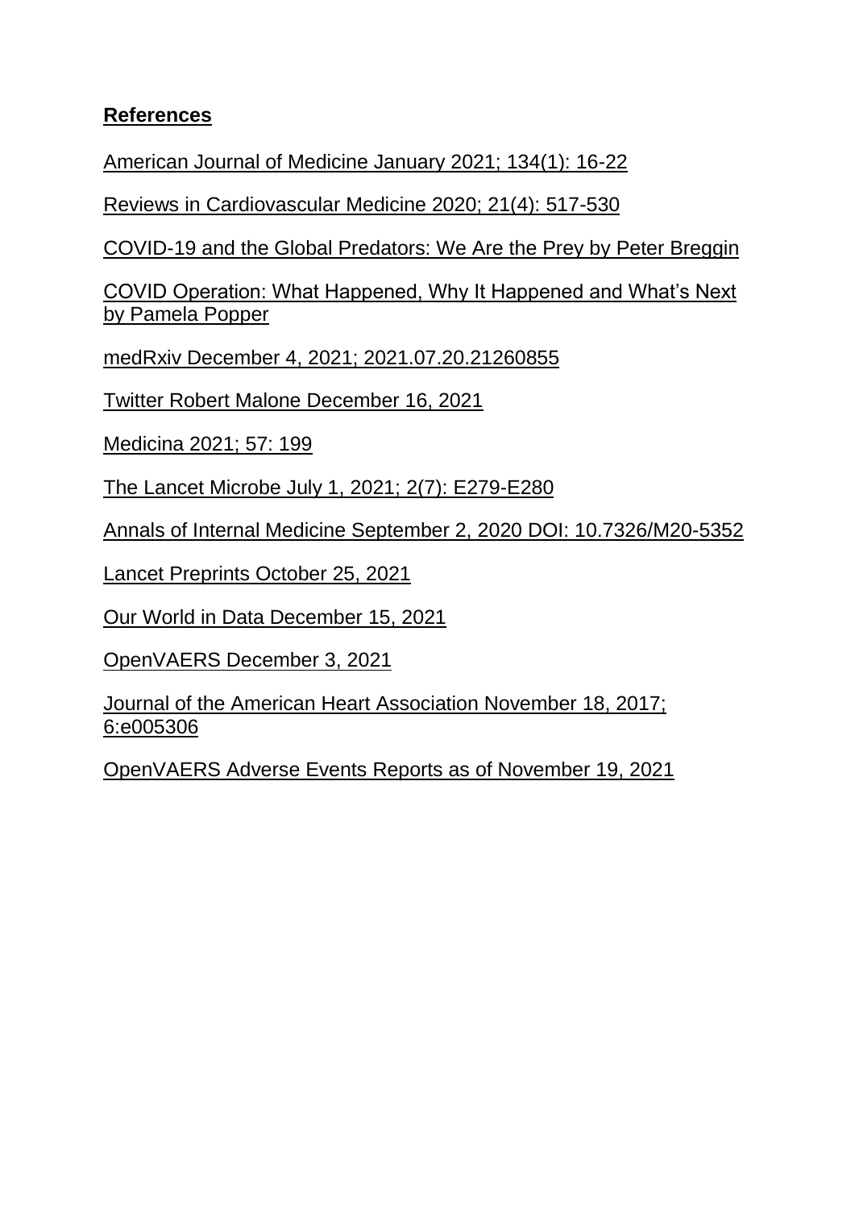**References**

American Journal of Medicine January 2021; 134(1): 16-22

Reviews in Cardiovascular Medicine 2020; 21(4): 517-530

COVID-19 and the Global Predators: We Are the Prey by Peter Breggin

COVID Operation: What Happened, Why It Happened and What's Next by Pamela Popper

medRxiv December 4, 2021; 2021.07.20.21260855

Twitter Robert Malone December 16, 2021

Medicina 2021; 57: 199

The Lancet Microbe July 1, 2021; 2(7): E279-E280

Annals of Internal Medicine September 2, 2020 DOI: 10.7326/M20-5352

Lancet Preprints October 25, 2021

Our World in Data December 15, 2021

OpenVAERS December 3, 2021

Journal of the American Heart Association November 18, 2017; 6:e005306

OpenVAERS Adverse Events Reports as of November 19, 2021